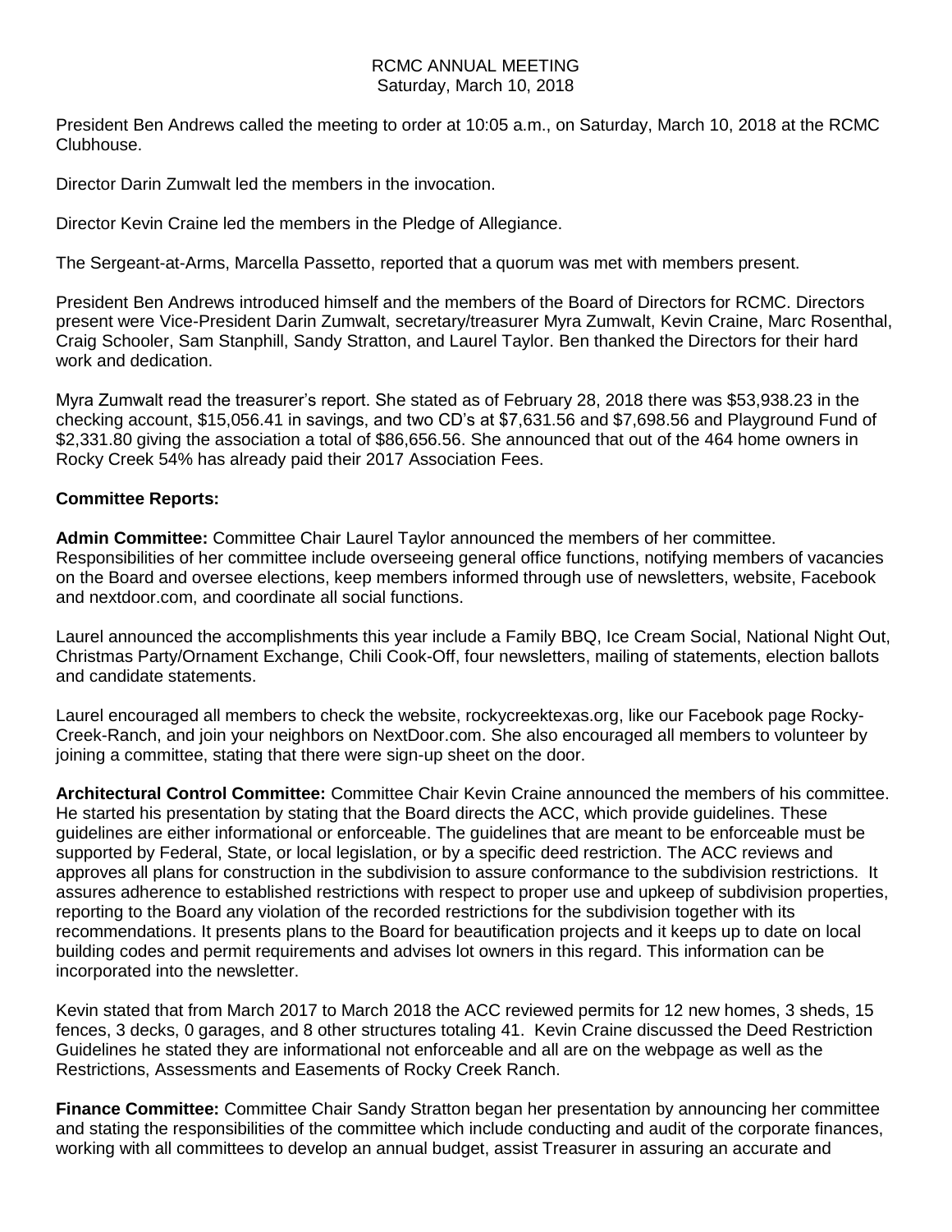# RCMC ANNUAL MEETING
Saturday, March 10, 2018

President Ben Andrews called the meeting to order at 10:05 a.m., on Saturday, March 10, 2018 at the RCMC Clubhouse.

Director Darin Zumwalt led the members in the invocation.

Director Kevin Craine led the members in the Pledge of Allegiance.

The Sergeant-at-Arms, Marcella Passetto, reported that a quorum was met with members present.

President Ben Andrews introduced himself and the members of the Board of Directors for RCMC. Directors present were Vice-President Darin Zumwalt, secretary/treasurer Myra Zumwalt, Kevin Craine, Marc Rosenthal, Craig Schooler, Sam Stanphill, Sandy Stratton, and Laurel Taylor. Ben thanked the Directors for their hard work and dedication.

Myra Zumwalt read the treasurer's report. She stated as of February 28, 2018 there was $53,938.23 in the checking account, $15,056.41 in savings, and two CD's at $7,631.56 and $7,698.56 and Playground Fund of $2,331.80 giving the association a total of $86,656.56. She announced that out of the 464 home owners in Rocky Creek 54% has already paid their 2017 Association Fees.

**Committee Reports:**

**Admin Committee:** Committee Chair Laurel Taylor announced the members of her committee. Responsibilities of her committee include overseeing general office functions, notifying members of vacancies on the Board and oversee elections, keep members informed through use of newsletters, website, Facebook and nextdoor.com, and coordinate all social functions.

Laurel announced the accomplishments this year include a Family BBQ, Ice Cream Social, National Night Out, Christmas Party/Ornament Exchange, Chili Cook-Off, four newsletters, mailing of statements, election ballots and candidate statements.

Laurel encouraged all members to check the website, rockycreektexas.org, like our Facebook page Rocky-Creek-Ranch, and join your neighbors on NextDoor.com. She also encouraged all members to volunteer by joining a committee, stating that there were sign-up sheet on the door.

**Architectural Control Committee:** Committee Chair Kevin Craine announced the members of his committee. He started his presentation by stating that the Board directs the ACC, which provide guidelines. These guidelines are either informational or enforceable. The guidelines that are meant to be enforceable must be supported by Federal, State, or local legislation, or by a specific deed restriction. The ACC reviews and approves all plans for construction in the subdivision to assure conformance to the subdivision restrictions. It assures adherence to established restrictions with respect to proper use and upkeep of subdivision properties, reporting to the Board any violation of the recorded restrictions for the subdivision together with its recommendations. It presents plans to the Board for beautification projects and it keeps up to date on local building codes and permit requirements and advises lot owners in this regard. This information can be incorporated into the newsletter.

Kevin stated that from March 2017 to March 2018 the ACC reviewed permits for 12 new homes, 3 sheds, 15 fences, 3 decks, 0 garages, and 8 other structures totaling 41. Kevin Craine discussed the Deed Restriction Guidelines he stated they are informational not enforceable and all are on the webpage as well as the Restrictions, Assessments and Easements of Rocky Creek Ranch.

**Finance Committee:** Committee Chair Sandy Stratton began her presentation by announcing her committee and stating the responsibilities of the committee which include conducting and audit of the corporate finances, working with all committees to develop an annual budget, assist Treasurer in assuring an accurate and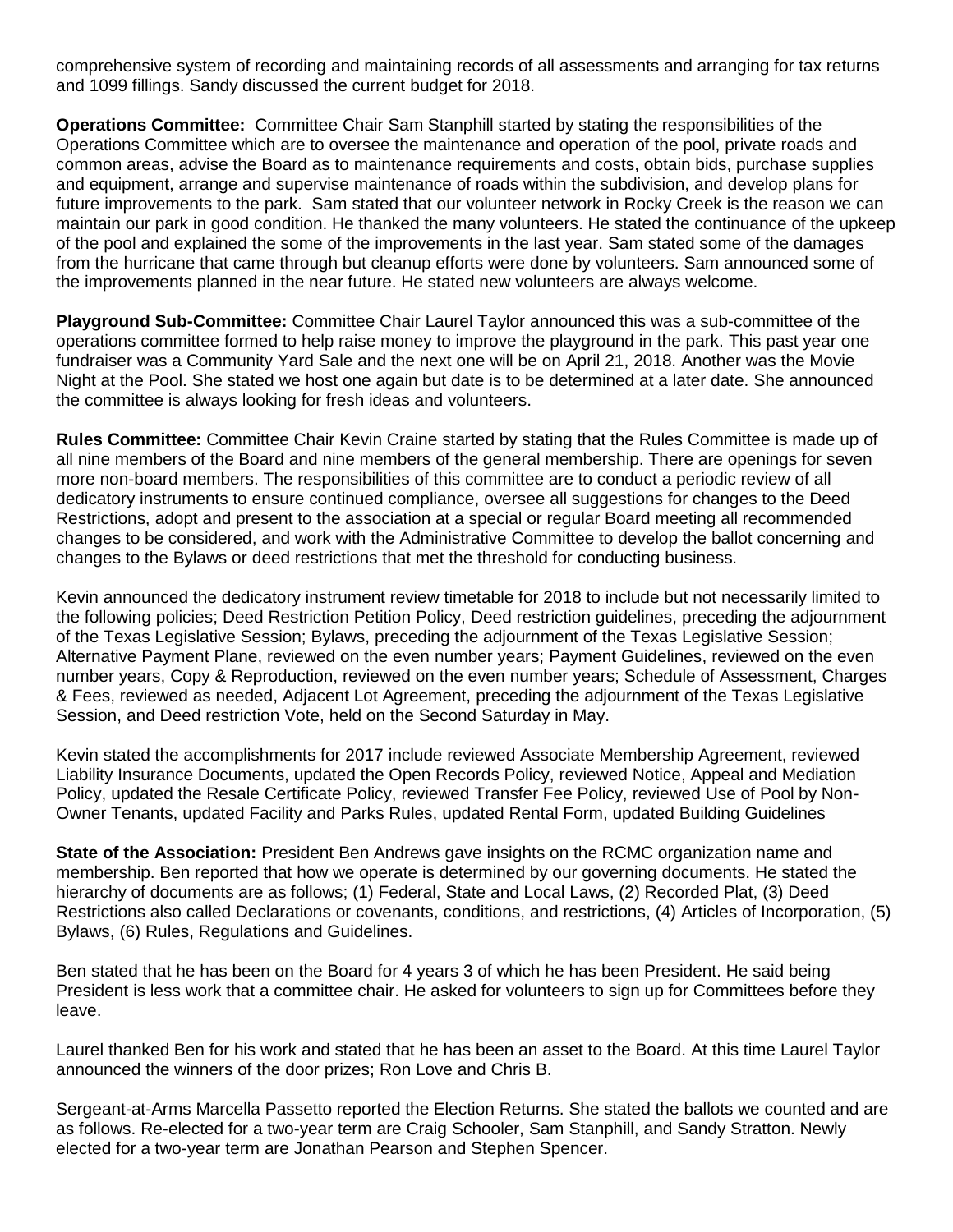comprehensive system of recording and maintaining records of all assessments and arranging for tax returns and 1099 fillings. Sandy discussed the current budget for 2018.

**Operations Committee:** Committee Chair Sam Stanphill started by stating the responsibilities of the Operations Committee which are to oversee the maintenance and operation of the pool, private roads and common areas, advise the Board as to maintenance requirements and costs, obtain bids, purchase supplies and equipment, arrange and supervise maintenance of roads within the subdivision, and develop plans for future improvements to the park. Sam stated that our volunteer network in Rocky Creek is the reason we can maintain our park in good condition. He thanked the many volunteers. He stated the continuance of the upkeep of the pool and explained the some of the improvements in the last year. Sam stated some of the damages from the hurricane that came through but cleanup efforts were done by volunteers. Sam announced some of the improvements planned in the near future. He stated new volunteers are always welcome.

**Playground Sub-Committee:** Committee Chair Laurel Taylor announced this was a sub-committee of the operations committee formed to help raise money to improve the playground in the park. This past year one fundraiser was a Community Yard Sale and the next one will be on April 21, 2018. Another was the Movie Night at the Pool. She stated we host one again but date is to be determined at a later date. She announced the committee is always looking for fresh ideas and volunteers.

**Rules Committee:** Committee Chair Kevin Craine started by stating that the Rules Committee is made up of all nine members of the Board and nine members of the general membership. There are openings for seven more non-board members. The responsibilities of this committee are to conduct a periodic review of all dedicatory instruments to ensure continued compliance, oversee all suggestions for changes to the Deed Restrictions, adopt and present to the association at a special or regular Board meeting all recommended changes to be considered, and work with the Administrative Committee to develop the ballot concerning and changes to the Bylaws or deed restrictions that met the threshold for conducting business.

Kevin announced the dedicatory instrument review timetable for 2018 to include but not necessarily limited to the following policies; Deed Restriction Petition Policy, Deed restriction guidelines, preceding the adjournment of the Texas Legislative Session; Bylaws, preceding the adjournment of the Texas Legislative Session; Alternative Payment Plane, reviewed on the even number years; Payment Guidelines, reviewed on the even number years, Copy & Reproduction, reviewed on the even number years; Schedule of Assessment, Charges & Fees, reviewed as needed, Adjacent Lot Agreement, preceding the adjournment of the Texas Legislative Session, and Deed restriction Vote, held on the Second Saturday in May.

Kevin stated the accomplishments for 2017 include reviewed Associate Membership Agreement, reviewed Liability Insurance Documents, updated the Open Records Policy, reviewed Notice, Appeal and Mediation Policy, updated the Resale Certificate Policy, reviewed Transfer Fee Policy, reviewed Use of Pool by Non-Owner Tenants, updated Facility and Parks Rules, updated Rental Form, updated Building Guidelines

**State of the Association:** President Ben Andrews gave insights on the RCMC organization name and membership. Ben reported that how we operate is determined by our governing documents. He stated the hierarchy of documents are as follows; (1) Federal, State and Local Laws, (2) Recorded Plat, (3) Deed Restrictions also called Declarations or covenants, conditions, and restrictions, (4) Articles of Incorporation, (5) Bylaws, (6) Rules, Regulations and Guidelines.

Ben stated that he has been on the Board for 4 years 3 of which he has been President. He said being President is less work that a committee chair. He asked for volunteers to sign up for Committees before they leave.

Laurel thanked Ben for his work and stated that he has been an asset to the Board. At this time Laurel Taylor announced the winners of the door prizes; Ron Love and Chris B.

Sergeant-at-Arms Marcella Passetto reported the Election Returns. She stated the ballots we counted and are as follows. Re-elected for a two-year term are Craig Schooler, Sam Stanphill, and Sandy Stratton. Newly elected for a two-year term are Jonathan Pearson and Stephen Spencer.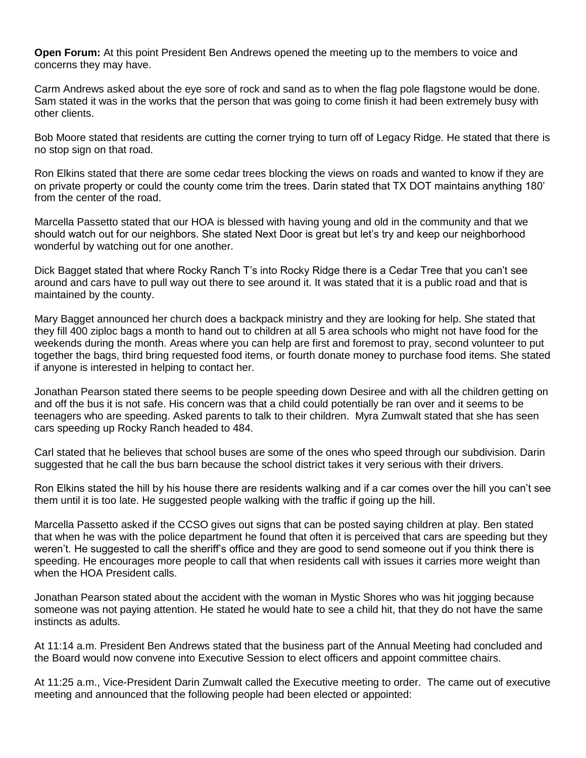**Open Forum:** At this point President Ben Andrews opened the meeting up to the members to voice and concerns they may have.

Carm Andrews asked about the eye sore of rock and sand as to when the flag pole flagstone would be done. Sam stated it was in the works that the person that was going to come finish it had been extremely busy with other clients.

Bob Moore stated that residents are cutting the corner trying to turn off of Legacy Ridge. He stated that there is no stop sign on that road.

Ron Elkins stated that there are some cedar trees blocking the views on roads and wanted to know if they are on private property or could the county come trim the trees. Darin stated that TX DOT maintains anything 180' from the center of the road.

Marcella Passetto stated that our HOA is blessed with having young and old in the community and that we should watch out for our neighbors. She stated Next Door is great but let's try and keep our neighborhood wonderful by watching out for one another.

Dick Bagget stated that where Rocky Ranch T's into Rocky Ridge there is a Cedar Tree that you can't see around and cars have to pull way out there to see around it. It was stated that it is a public road and that is maintained by the county.

Mary Bagget announced her church does a backpack ministry and they are looking for help. She stated that they fill 400 ziploc bags a month to hand out to children at all 5 area schools who might not have food for the weekends during the month. Areas where you can help are first and foremost to pray, second volunteer to put together the bags, third bring requested food items, or fourth donate money to purchase food items. She stated if anyone is interested in helping to contact her.

Jonathan Pearson stated there seems to be people speeding down Desiree and with all the children getting on and off the bus it is not safe. His concern was that a child could potentially be ran over and it seems to be teenagers who are speeding. Asked parents to talk to their children. Myra Zumwalt stated that she has seen cars speeding up Rocky Ranch headed to 484.

Carl stated that he believes that school buses are some of the ones who speed through our subdivision. Darin suggested that he call the bus barn because the school district takes it very serious with their drivers.

Ron Elkins stated the hill by his house there are residents walking and if a car comes over the hill you can't see them until it is too late. He suggested people walking with the traffic if going up the hill.

Marcella Passetto asked if the CCSO gives out signs that can be posted saying children at play. Ben stated that when he was with the police department he found that often it is perceived that cars are speeding but they weren't. He suggested to call the sheriff's office and they are good to send someone out if you think there is speeding. He encourages more people to call that when residents call with issues it carries more weight than when the HOA President calls.

Jonathan Pearson stated about the accident with the woman in Mystic Shores who was hit jogging because someone was not paying attention. He stated he would hate to see a child hit, that they do not have the same instincts as adults.

At 11:14 a.m. President Ben Andrews stated that the business part of the Annual Meeting had concluded and the Board would now convene into Executive Session to elect officers and appoint committee chairs.

At 11:25 a.m., Vice-President Darin Zumwalt called the Executive meeting to order. The came out of executive meeting and announced that the following people had been elected or appointed: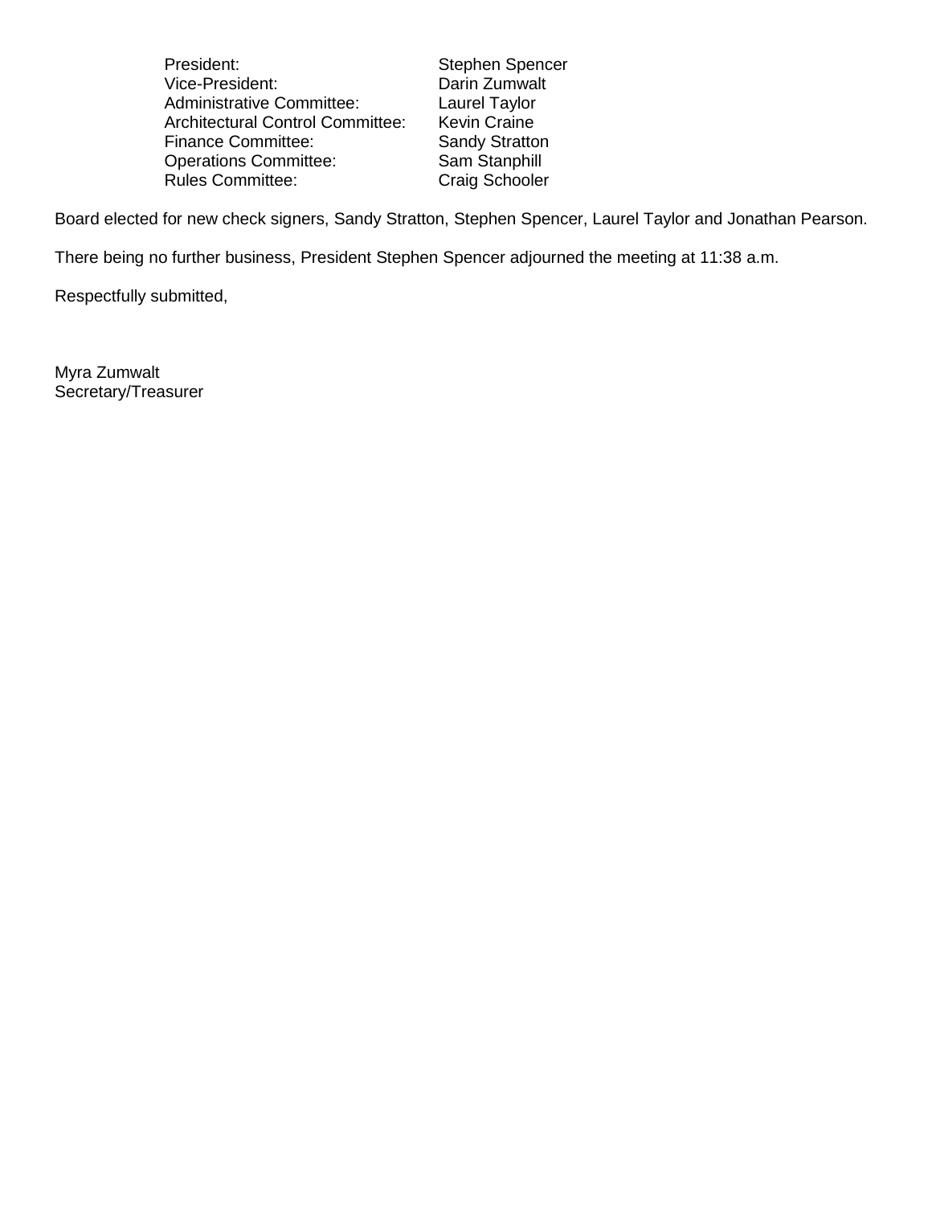| | |
|---|---|
| President: | Stephen Spencer |
| Vice-President: | Darin Zumwalt |
| Administrative Committee: | Laurel Taylor |
| Architectural Control Committee: | Kevin Craine |
| Finance Committee: | Sandy Stratton |
| Operations Committee: | Sam Stanphill |
| Rules Committee: | Craig Schooler |

Board elected for new check signers, Sandy Stratton, Stephen Spencer, Laurel Taylor and Jonathan Pearson.

There being no further business, President Stephen Spencer adjourned the meeting at 11:38 a.m.

Respectfully submitted,

Myra Zumwalt
Secretary/Treasurer